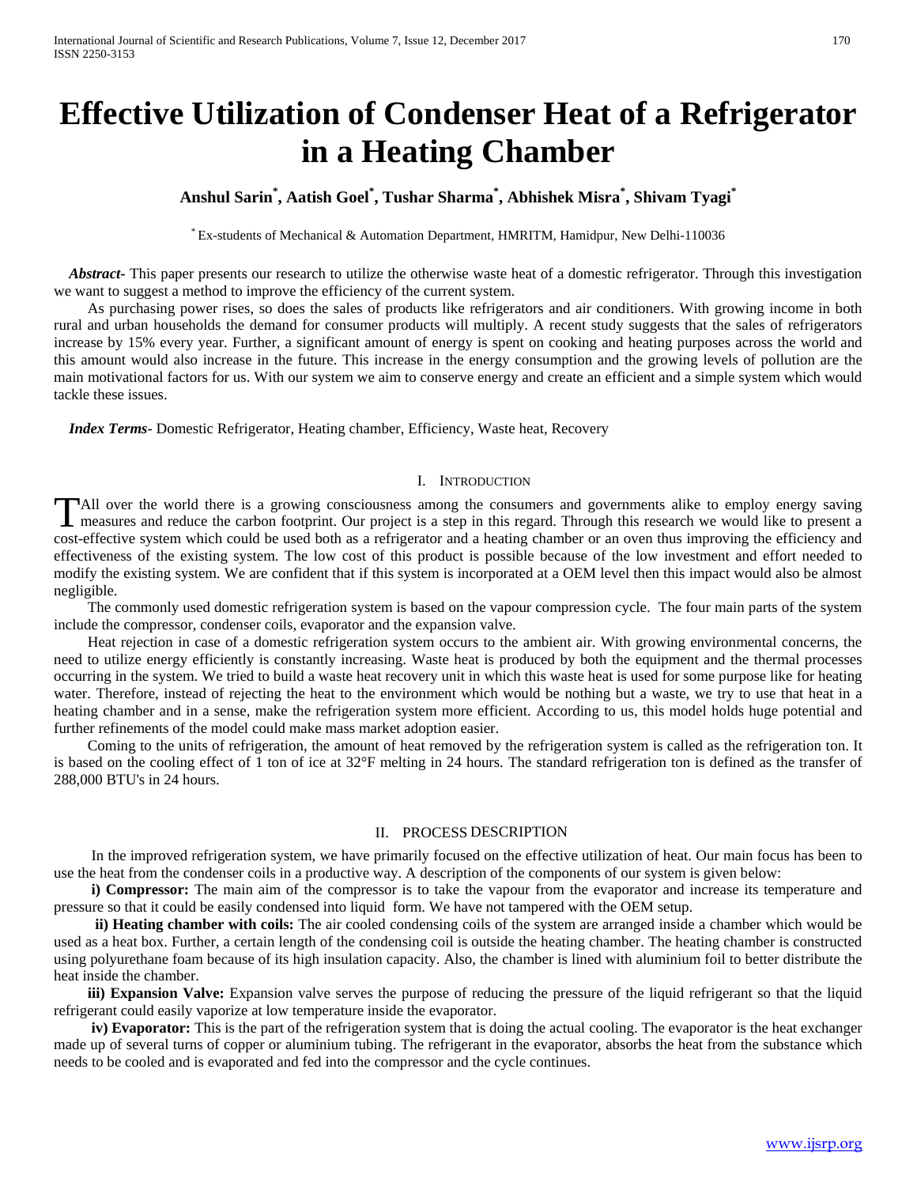# Effective Utilization of Condenser Heat of a Refrigerator in a Heating Chamber

**Anshul Sarin[*], Aatish Goel[*], Tushar Sharma[*], Abhishek Misra[*], Shivam Tyagi[*]**

[*] Ex-students of Mechanical & Automation Department, HMRITM, Hamidpur, New Delhi-110036

***Abstract***- This paper presents our research to utilize the otherwise waste heat of a domestic refrigerator. Through this investigation we want to suggest a method to improve the efficiency of the current system.

As purchasing power rises, so does the sales of products like refrigerators and air conditioners. With growing income in both rural and urban households the demand for consumer products will multiply. A recent study suggests that the sales of refrigerators increase by 15% every year. Further, a significant amount of energy is spent on cooking and heating purposes across the world and this amount would also increase in the future. This increase in the energy consumption and the growing levels of pollution are the main motivational factors for us. With our system we aim to conserve energy and create an efficient and a simple system which would tackle these issues.

***Index Terms***- Domestic Refrigerator, Heating chamber, Efficiency, Waste heat, Recovery

## I. Introduction

TAll over the world there is a growing consciousness among the consumers and governments alike to employ energy saving measures and reduce the carbon footprint. Our project is a step in this regard. Through this research we would like to present a cost-effective system which could be used both as a refrigerator and a heating chamber or an oven thus improving the efficiency and effectiveness of the existing system. The low cost of this product is possible because of the low investment and effort needed to modify the existing system. We are confident that if this system is incorporated at a OEM level then this impact would also be almost negligible.

The commonly used domestic refrigeration system is based on the vapour compression cycle. The four main parts of the system include the compressor, condenser coils, evaporator and the expansion valve.

Heat rejection in case of a domestic refrigeration system occurs to the ambient air. With growing environmental concerns, the need to utilize energy efficiently is constantly increasing. Waste heat is produced by both the equipment and the thermal processes occurring in the system. We tried to build a waste heat recovery unit in which this waste heat is used for some purpose like for heating water. Therefore, instead of rejecting the heat to the environment which would be nothing but a waste, we try to use that heat in a heating chamber and in a sense, make the refrigeration system more efficient. According to us, this model holds huge potential and further refinements of the model could make mass market adoption easier.

Coming to the units of refrigeration, the amount of heat removed by the refrigeration system is called as the refrigeration ton. It is based on the cooling effect of 1 ton of ice at 32°F melting in 24 hours. The standard refrigeration ton is defined as the transfer of 288,000 BTU's in 24 hours.

## II. Process Description

In the improved refrigeration system, we have primarily focused on the effective utilization of heat. Our main focus has been to use the heat from the condenser coils in a productive way. A description of the components of our system is given below:

**i) Compressor:** The main aim of the compressor is to take the vapour from the evaporator and increase its temperature and pressure so that it could be easily condensed into liquid form. We have not tampered with the OEM setup.

**ii) Heating chamber with coils:** The air cooled condensing coils of the system are arranged inside a chamber which would be used as a heat box. Further, a certain length of the condensing coil is outside the heating chamber. The heating chamber is constructed using polyurethane foam because of its high insulation capacity. Also, the chamber is lined with aluminium foil to better distribute the heat inside the chamber.

**iii) Expansion Valve:** Expansion valve serves the purpose of reducing the pressure of the liquid refrigerant so that the liquid refrigerant could easily vaporize at low temperature inside the evaporator.

**iv) Evaporator:** This is the part of the refrigeration system that is doing the actual cooling. The evaporator is the heat exchanger made up of several turns of copper or aluminium tubing. The refrigerant in the evaporator, absorbs the heat from the substance which needs to be cooled and is evaporated and fed into the compressor and the cycle continues.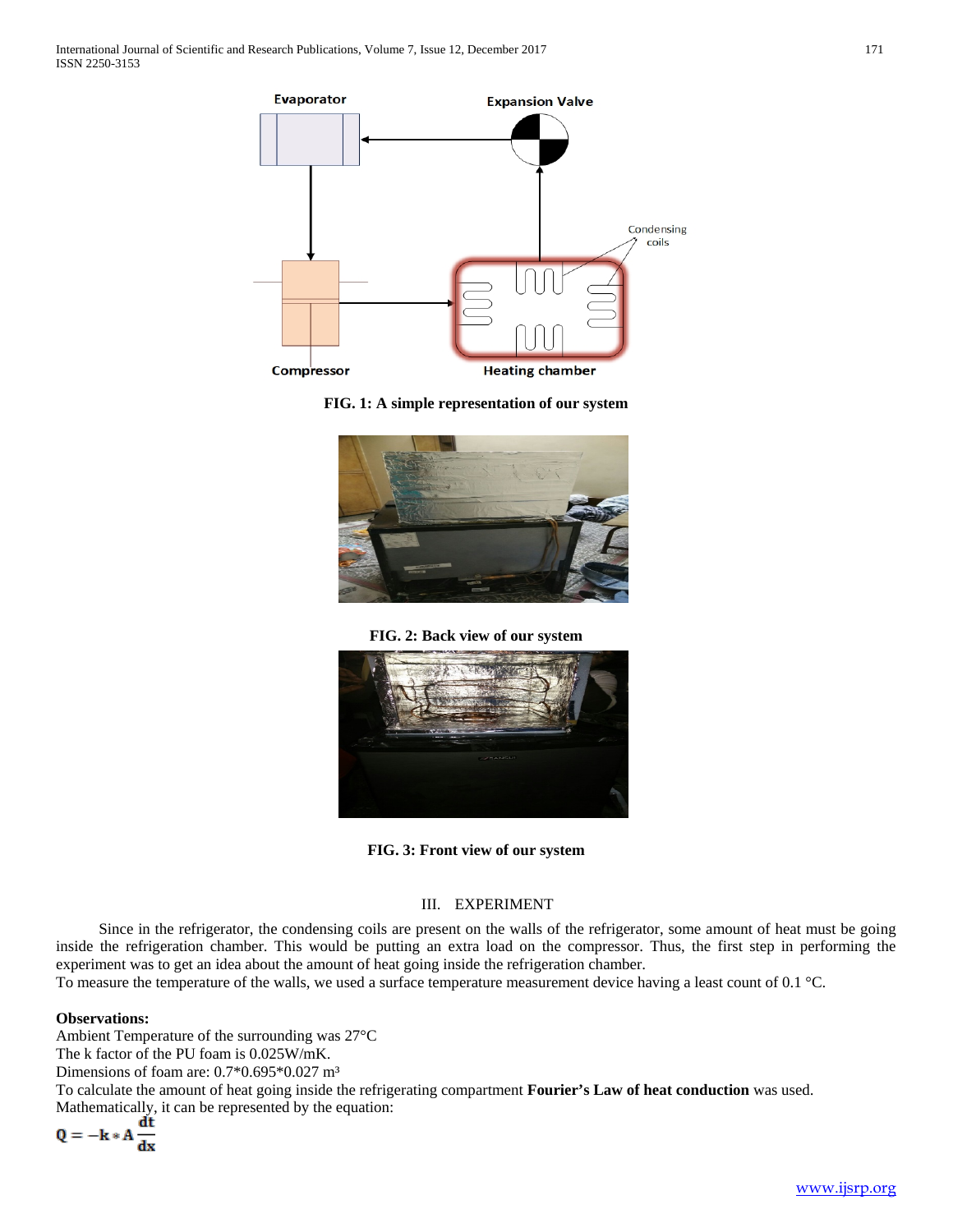FIG. 1: A simple representation of our system

FIG. 2: Back view of our system

FIG. 3: Front view of our system

## III. EXPERIMENT

Since in the refrigerator, the condensing coils are present on the walls of the refrigerator, some amount of heat must be going inside the refrigeration chamber. This would be putting an extra load on the compressor. Thus, the first step in performing the experiment was to get an idea about the amount of heat going inside the refrigeration chamber.

To measure the temperature of the walls, we used a surface temperature measurement device having a least count of 0.1 °C.

**Observations:**

Ambient Temperature of the surrounding was 27°C

The k factor of the PU foam is 0.025W/mK.

Dimensions of foam are: 0.7*0.695*0.027 $m^3$

To calculate the amount of heat going inside the refrigerating compartment **Fourier's Law of heat conduction** was used.

Mathematically, it can be represented by the equation:

$$Q = -k * A \frac{dt}{dx}$$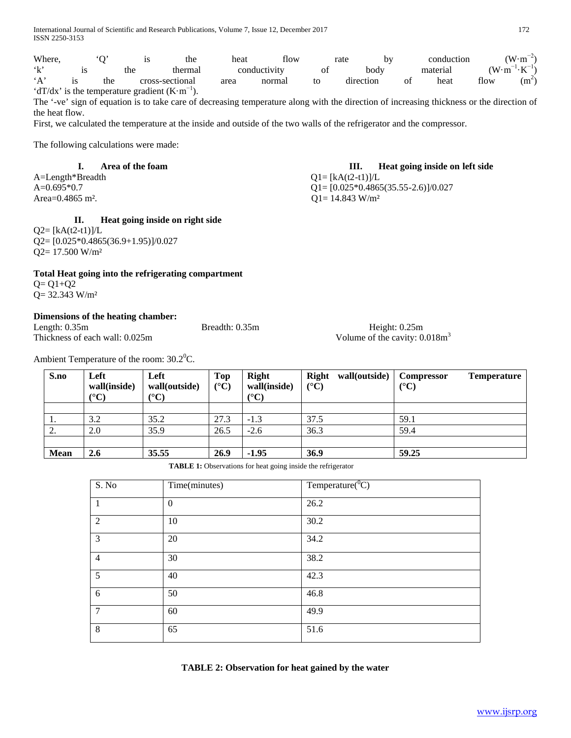Where, 'Q' is the heat flow rate by conduction ($W \cdot m^{-2}$)
'k' is the thermal conductivity of body material ($W \cdot m^{-1} \cdot K^{-1}$)
'A' is the cross-sectional area normal to direction of heat flow ($m^2$)
'dT/dx' is the temperature gradient ($K \cdot m^{-1}$).

The '-ve' sign of equation is to take care of decreasing temperature along with the direction of increasing thickness or the direction of the heat flow.

First, we calculated the temperature at the inside and outside of the two walls of the refrigerator and the compressor.

The following calculations were made:

### I. Area of the foam

A=Length*Breadth
A=0.695*0.7
Area=0.4865 m².

### II. Heat going inside on right side

Q2= [kA(t2-t1)]/L
Q2= [0.025*0.4865(36.9+1.95)]/0.027
Q2= 17.500 W/m²

### III. Heat going inside on left side

Q1= [kA(t2-t1)]/L
Q1= [0.025*0.4865(35.55-2.6)]/0.027
Q1= 14.843 W/m²

**Total Heat going into the refrigerating compartment**

Q= Q1+Q2
Q= 32.343 W/m²

**Dimensions of the heating chamber:**

Length: 0.35m
Breadth: 0.35m
Height: 0.25m
Thickness of each wall: 0.025m
Volume of the cavity: 0.018m³

Ambient Temperature of the room: 30.2°C.

| S.no | Left wall(inside) (°C) | Left wall(outside) (°C) | Top (°C) | Right wall(inside) (°C) | Right wall(outside) (°C) | Compressor Temperature (°C) |
|---|---|---|---|---|---|---|
| | | | | | | |
| 1. | 3.2 | 35.2 | 27.3 | -1.3 | 37.5 | 59.1 |
| 2. | 2.0 | 35.9 | 26.5 | -2.6 | 36.3 | 59.4 |
| | | | | | | |
| **Mean** | **2.6** | **35.55** | **26.9** | **-1.95** | **36.9** | **59.25** |

**TABLE 1:** Observations for heat going inside the refrigerator

| S. No | Time(minutes) | Temperature(°C) |
|---|---|---|
| 1 | 0 | 26.2 |
| 2 | 10 | 30.2 |
| 3 | 20 | 34.2 |
| 4 | 30 | 38.2 |
| 5 | 40 | 42.3 |
| 6 | 50 | 46.8 |
| 7 | 60 | 49.9 |
| 8 | 65 | 51.6 |

**TABLE 2: Observation for heat gained by the water**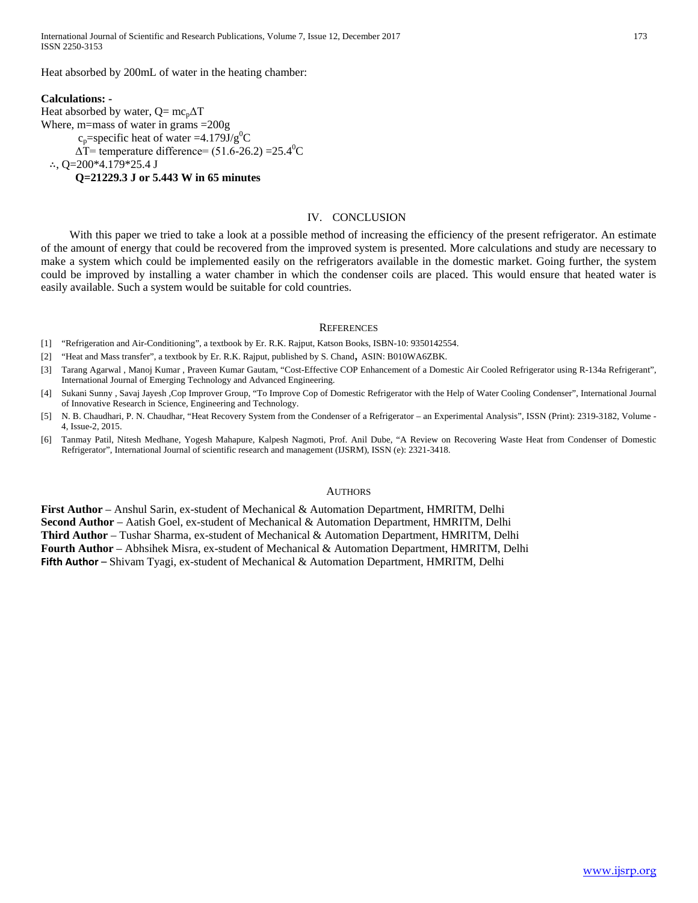Heat absorbed by 200mL of water in the heating chamber:

**Calculations: -**

Heat absorbed by water, $Q= mc_p\Delta T$

Where, m=mass of water in grams =200g

$c_p$=specific heat of water =4.179J/g$^0$C

$\Delta T$= temperature difference= (51.6-26.2) =25.4$^0$C

∴, Q=200*4.179*25.4 J

**Q=21229.3 J or 5.443 W in 65 minutes**

## IV. CONCLUSION

With this paper we tried to take a look at a possible method of increasing the efficiency of the present refrigerator. An estimate of the amount of energy that could be recovered from the improved system is presented. More calculations and study are necessary to make a system which could be implemented easily on the refrigerators available in the domestic market. Going further, the system could be improved by installing a water chamber in which the condenser coils are placed. This would ensure that heated water is easily available. Such a system would be suitable for cold countries.

## REFERENCES

[1] "Refrigeration and Air-Conditioning", a textbook by Er. R.K. Rajput, Katson Books, ISBN-10: 9350142554.

[2] "Heat and Mass transfer", a textbook by Er. R.K. Rajput, published by S. Chand, ASIN: B010WA6ZBK.

[3] Tarang Agarwal , Manoj Kumar , Praveen Kumar Gautam, "Cost-Effective COP Enhancement of a Domestic Air Cooled Refrigerator using R-134a Refrigerant", International Journal of Emerging Technology and Advanced Engineering.

[4] Sukani Sunny , Savaj Jayesh ,Cop Improver Group, "To Improve Cop of Domestic Refrigerator with the Help of Water Cooling Condenser", International Journal of Innovative Research in Science, Engineering and Technology.

[5] N. B. Chaudhari, P. N. Chaudhar, "Heat Recovery System from the Condenser of a Refrigerator – an Experimental Analysis", ISSN (Print): 2319-3182, Volume -4, Issue-2, 2015.

[6] Tanmay Patil, Nitesh Medhane, Yogesh Mahapure, Kalpesh Nagmoti, Prof. Anil Dube, "A Review on Recovering Waste Heat from Condenser of Domestic Refrigerator", International Journal of scientific research and management (IJSRM), ISSN (e): 2321-3418.

## AUTHORS

**First Author** – Anshul Sarin, ex-student of Mechanical & Automation Department, HMRITM, Delhi
**Second Author** – Aatish Goel, ex-student of Mechanical & Automation Department, HMRITM, Delhi
**Third Author** – Tushar Sharma, ex-student of Mechanical & Automation Department, HMRITM, Delhi
**Fourth Author** – Abhsihek Misra, ex-student of Mechanical & Automation Department, HMRITM, Delhi
**Fifth Author** – Shivam Tyagi, ex-student of Mechanical & Automation Department, HMRITM, Delhi